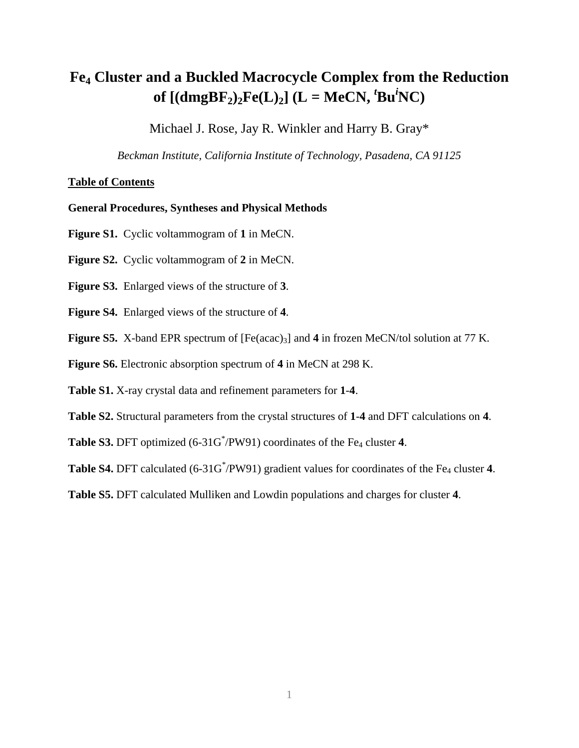# $Fe_4$ Cluster and a Buckled Macrocycle Complex from the Reduction of $[(dmgBF_2)_2Fe(L)_2]$ (L = MeCN, $^t$Bu$^i$NC)

Michael J. Rose, Jay R. Winkler and Harry B. Gray*

*Beckman Institute, California Institute of Technology, Pasadena, CA 91125*

## Table of Contents

**General Procedures, Syntheses and Physical Methods**

**Figure S1.** Cyclic voltammogram of **1** in MeCN.

**Figure S2.** Cyclic voltammogram of **2** in MeCN.

**Figure S3.** Enlarged views of the structure of **3**.

**Figure S4.** Enlarged views of the structure of **4**.

**Figure S5.** X-band EPR spectrum of $[Fe(acac)_3]$ and **4** in frozen MeCN/tol solution at 77 K.

**Figure S6.** Electronic absorption spectrum of **4** in MeCN at 298 K.

**Table S1.** X-ray crystal data and refinement parameters for **1**-**4**.

**Table S2.** Structural parameters from the crystal structures of **1**-**4** and DFT calculations on **4**.

**Table S3.** DFT optimized (6-31G$^*$/PW91) coordinates of the $Fe_4$ cluster **4**.

**Table S4.** DFT calculated (6-31G$^*$/PW91) gradient values for coordinates of the $Fe_4$ cluster **4**.

**Table S5.** DFT calculated Mulliken and Lowdin populations and charges for cluster **4**.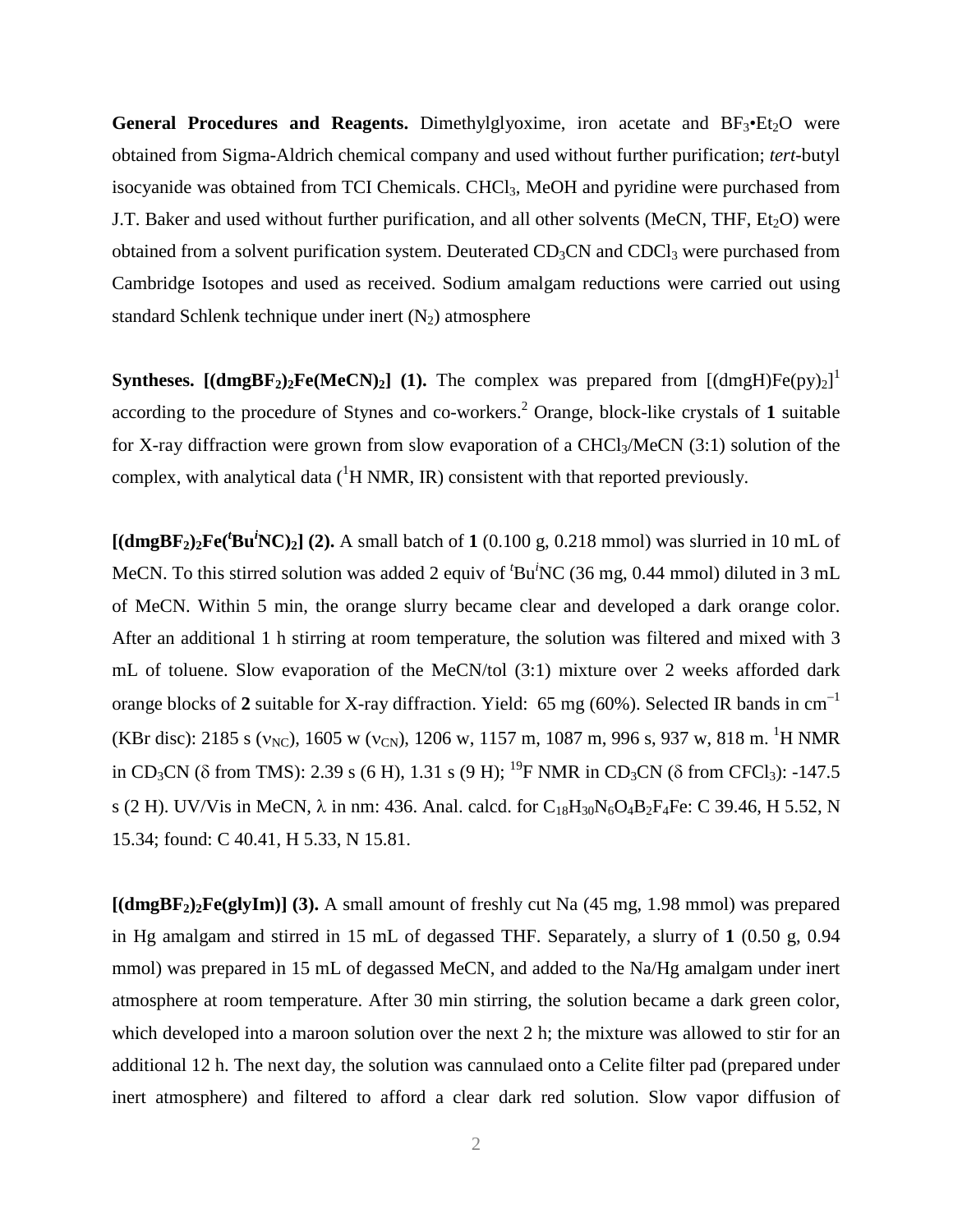**General Procedures and Reagents.** Dimethylglyoxime, iron acetate and $BF_3$•$Et_2O$ were obtained from Sigma-Aldrich chemical company and used without further purification; *tert*-butyl isocyanide was obtained from TCI Chemicals. $CHCl_3$, MeOH and pyridine were purchased from J.T. Baker and used without further purification, and all other solvents (MeCN, THF, $Et_2O$) were obtained from a solvent purification system. Deuterated $CD_3CN$ and $CDCl_3$ were purchased from Cambridge Isotopes and used as received. Sodium amalgam reductions were carried out using standard Schlenk technique under inert ($N_2$) atmosphere

**Syntheses. [$(dmgBF_2)_2$Fe(MeCN)$_2$] (1).** The complex was prepared from [(dmgH)Fe(py)$_2$][1] according to the procedure of Stynes and co-workers.[2] Orange, block-like crystals of **1** suitable for X-ray diffraction were grown from slow evaporation of a $CHCl_3$/MeCN (3:1) solution of the complex, with analytical data ($^1$H NMR, IR) consistent with that reported previously.

**[$(dmgBF_2)_2$Fe($^t$Bu$^i$NC)$_2$] (2).** A small batch of **1** (0.100 g, 0.218 mmol) was slurried in 10 mL of MeCN. To this stirred solution was added 2 equiv of $^t$Bu$^i$NC (36 mg, 0.44 mmol) diluted in 3 mL of MeCN. Within 5 min, the orange slurry became clear and developed a dark orange color. After an additional 1 h stirring at room temperature, the solution was filtered and mixed with 3 mL of toluene. Slow evaporation of the MeCN/tol (3:1) mixture over 2 weeks afforded dark orange blocks of **2** suitable for X-ray diffraction. Yield: 65 mg (60%). Selected IR bands in cm$^{-1}$ (KBr disc): 2185 s ($\nu_{NC}$), 1605 w ($\nu_{CN}$), 1206 w, 1157 m, 1087 m, 996 s, 937 w, 818 m. $^1$H NMR in $CD_3CN$ ($\delta$ from TMS): 2.39 s (6 H), 1.31 s (9 H); $^{19}$F NMR in $CD_3CN$ ($\delta$ from $CFCl_3$): -147.5 s (2 H). UV/Vis in MeCN, $\lambda$ in nm: 436. Anal. calcd. for $C_{18}H_{30}N_6O_4B_2F_4Fe$: C 39.46, H 5.52, N 15.34; found: C 40.41, H 5.33, N 15.81.

**[$(dmgBF_2)_2$Fe(glyIm)] (3).** A small amount of freshly cut Na (45 mg, 1.98 mmol) was prepared in Hg amalgam and stirred in 15 mL of degassed THF. Separately, a slurry of **1** (0.50 g, 0.94 mmol) was prepared in 15 mL of degassed MeCN, and added to the Na/Hg amalgam under inert atmosphere at room temperature. After 30 min stirring, the solution became a dark green color, which developed into a maroon solution over the next 2 h; the mixture was allowed to stir for an additional 12 h. The next day, the solution was cannulaed onto a Celite filter pad (prepared under inert atmosphere) and filtered to afford a clear dark red solution. Slow vapor diffusion of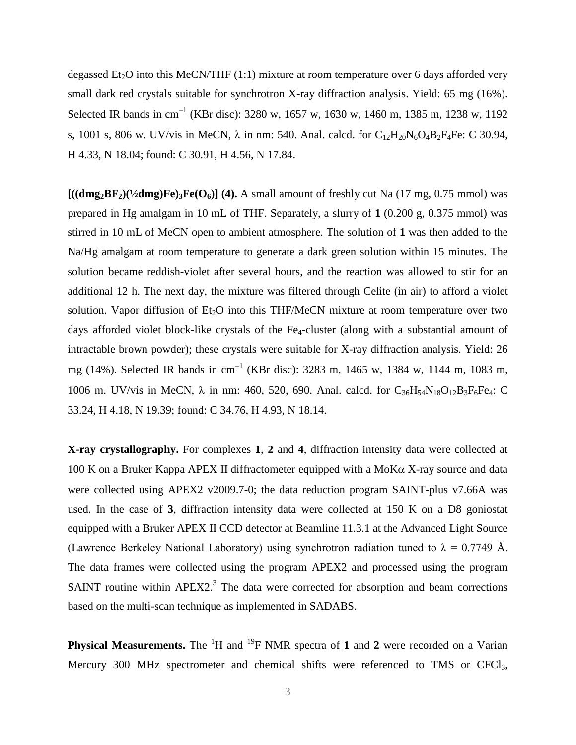degassed $Et_2O$ into this MeCN/THF (1:1) mixture at room temperature over 6 days afforded very small dark red crystals suitable for synchrotron X-ray diffraction analysis. Yield: 65 mg (16%). Selected IR bands in $cm^{-1}$ (KBr disc): 3280 w, 1657 w, 1630 w, 1460 m, 1385 m, 1238 w, 1192 s, 1001 s, 806 w. UV/vis in MeCN, $\lambda$ in nm: 540. Anal. calcd. for $C_{12}H_{20}N_6O_4B_2F_4Fe$: C 30.94, H 4.33, N 18.04; found: C 30.91, H 4.56, N 17.84.

**[((dmg$_2$BF$_2$)(½dmg)Fe)$_3$Fe(O$_6$)] (4).** A small amount of freshly cut Na (17 mg, 0.75 mmol) was prepared in Hg amalgam in 10 mL of THF. Separately, a slurry of **1** (0.200 g, 0.375 mmol) was stirred in 10 mL of MeCN open to ambient atmosphere. The solution of **1** was then added to the Na/Hg amalgam at room temperature to generate a dark green solution within 15 minutes. The solution became reddish-violet after several hours, and the reaction was allowed to stir for an additional 12 h. The next day, the mixture was filtered through Celite (in air) to afford a violet solution. Vapor diffusion of $Et_2O$ into this THF/MeCN mixture at room temperature over two days afforded violet block-like crystals of the $Fe_4$-cluster (along with a substantial amount of intractable brown powder); these crystals were suitable for X-ray diffraction analysis. Yield: 26 mg (14%). Selected IR bands in $cm^{-1}$ (KBr disc): 3283 m, 1465 w, 1384 w, 1144 m, 1083 m, 1006 m. UV/vis in MeCN, $\lambda$ in nm: 460, 520, 690. Anal. calcd. for $C_{36}H_{54}N_{18}O_{12}B_3F_6Fe_4$: C 33.24, H 4.18, N 19.39; found: C 34.76, H 4.93, N 18.14.

**X-ray crystallography.** For complexes **1**, **2** and **4**, diffraction intensity data were collected at 100 K on a Bruker Kappa APEX II diffractometer equipped with a MoK$\alpha$ X-ray source and data were collected using APEX2 v2009.7-0; the data reduction program SAINT-plus v7.66A was used. In the case of **3**, diffraction intensity data were collected at 150 K on a D8 goniostat equipped with a Bruker APEX II CCD detector at Beamline 11.3.1 at the Advanced Light Source (Lawrence Berkeley National Laboratory) using synchrotron radiation tuned to $\lambda$ = 0.7749 Å. The data frames were collected using the program APEX2 and processed using the program SAINT routine within APEX2.[3] The data were corrected for absorption and beam corrections based on the multi-scan technique as implemented in SADABS.

**Physical Measurements.** The $^1H$ and $^{19}F$ NMR spectra of **1** and **2** were recorded on a Varian Mercury 300 MHz spectrometer and chemical shifts were referenced to TMS or $CFCl_3$,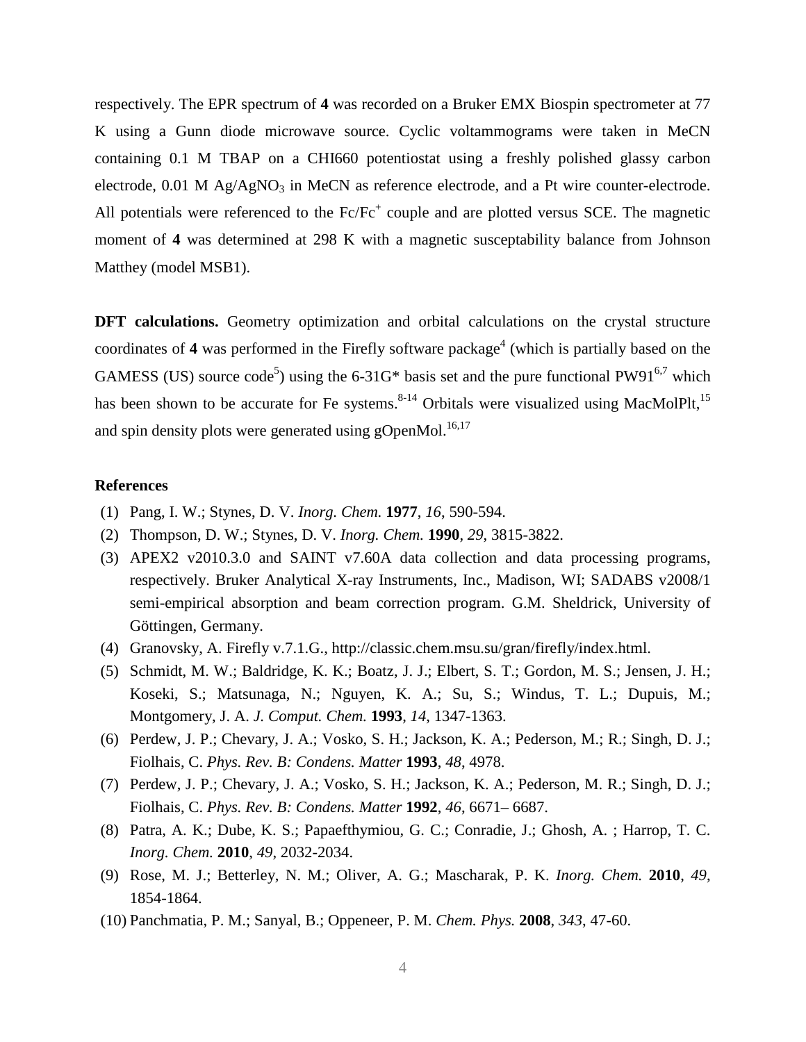respectively. The EPR spectrum of **4** was recorded on a Bruker EMX Biospin spectrometer at 77 K using a Gunn diode microwave source. Cyclic voltammograms were taken in MeCN containing 0.1 M TBAP on a CHI660 potentiostat using a freshly polished glassy carbon electrode, 0.01 M $Ag/AgNO_3$ in MeCN as reference electrode, and a Pt wire counter-electrode. All potentials were referenced to the $Fc/Fc^+$ couple and are plotted versus SCE. The magnetic moment of **4** was determined at 298 K with a magnetic susceptibility balance from Johnson Matthey (model MSB1).

**DFT calculations.** Geometry optimization and orbital calculations on the crystal structure coordinates of **4** was performed in the Firefly software package[4] (which is partially based on the GAMESS (US) source code[5]) using the 6-31G* basis set and the pure functional PW91[6,7] which has been shown to be accurate for Fe systems.[8-14] Orbitals were visualized using MacMolPlt,[15] and spin density plots were generated using gOpenMol.[16,17]

### References

(1) Pang, I. W.; Stynes, D. V. *Inorg. Chem.* **1977**, *16*, 590-594.

(2) Thompson, D. W.; Stynes, D. V. *Inorg. Chem.* **1990**, *29*, 3815-3822.

(3) APEX2 v2010.3.0 and SAINT v7.60A data collection and data processing programs, respectively. Bruker Analytical X-ray Instruments, Inc., Madison, WI; SADABS v2008/1 semi-empirical absorption and beam correction program. G.M. Sheldrick, University of Göttingen, Germany.

(4) Granovsky, A. Firefly v.7.1.G., http://classic.chem.msu.su/gran/firefly/index.html.

(5) Schmidt, M. W.; Baldridge, K. K.; Boatz, J. J.; Elbert, S. T.; Gordon, M. S.; Jensen, J. H.; Koseki, S.; Matsunaga, N.; Nguyen, K. A.; Su, S.; Windus, T. L.; Dupuis, M.; Montgomery, J. A. *J. Comput. Chem.* **1993**, *14*, 1347-1363.

(6) Perdew, J. P.; Chevary, J. A.; Vosko, S. H.; Jackson, K. A.; Pederson, M.; R.; Singh, D. J.; Fiolhais, C. *Phys. Rev. B: Condens. Matter* **1993**, *48*, 4978.

(7) Perdew, J. P.; Chevary, J. A.; Vosko, S. H.; Jackson, K. A.; Pederson, M. R.; Singh, D. J.; Fiolhais, C. *Phys. Rev. B: Condens. Matter* **1992**, *46*, 6671– 6687.

(8) Patra, A. K.; Dube, K. S.; Papaefthymiou, G. C.; Conradie, J.; Ghosh, A. ; Harrop, T. C. *Inorg. Chem.* **2010**, *49*, 2032-2034.

(9) Rose, M. J.; Betterley, N. M.; Oliver, A. G.; Mascharak, P. K. *Inorg. Chem.* **2010**, *49*, 1854-1864.

(10) Panchmatia, P. M.; Sanyal, B.; Oppeneer, P. M. *Chem. Phys.* **2008**, *343*, 47-60.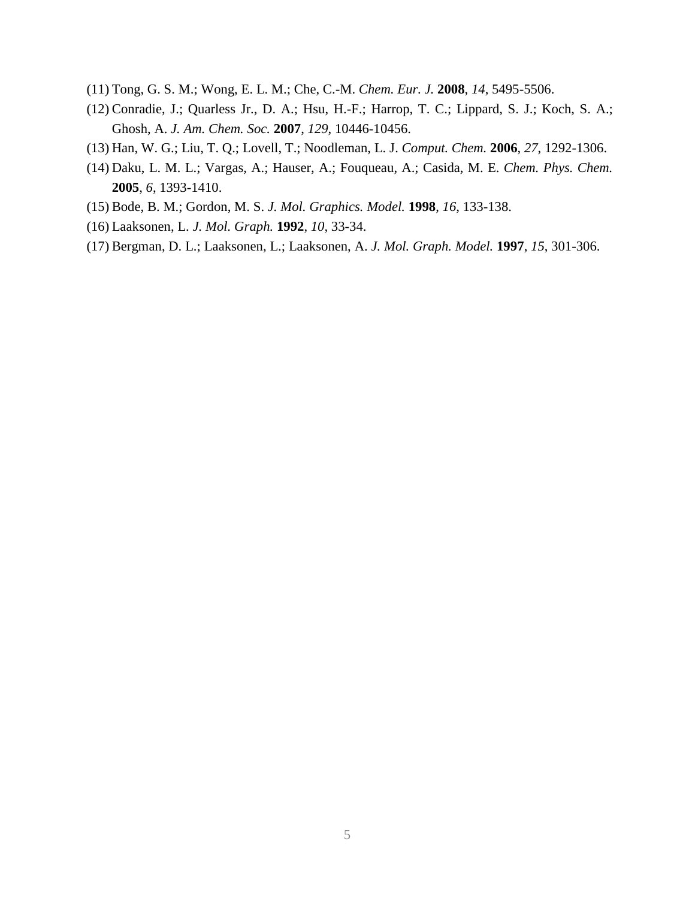(11) Tong, G. S. M.; Wong, E. L. M.; Che, C.-M. *Chem. Eur. J.* **2008**, *14*, 5495-5506.

(12) Conradie, J.; Quarless Jr., D. A.; Hsu, H.-F.; Harrop, T. C.; Lippard, S. J.; Koch, S. A.; Ghosh, A. *J. Am. Chem. Soc.* **2007**, *129*, 10446-10456.

(13) Han, W. G.; Liu, T. Q.; Lovell, T.; Noodleman, L. J. *Comput. Chem.* **2006**, *27*, 1292-1306.

(14) Daku, L. M. L.; Vargas, A.; Hauser, A.; Fouqueau, A.; Casida, M. E. *Chem. Phys. Chem.* **2005**, *6*, 1393-1410.

(15) Bode, B. M.; Gordon, M. S. *J. Mol. Graphics. Model.* **1998**, *16*, 133-138.

(16) Laaksonen, L. *J. Mol. Graph.* **1992**, *10*, 33-34.

(17) Bergman, D. L.; Laaksonen, L.; Laaksonen, A. *J. Mol. Graph. Model.* **1997**, *15*, 301-306.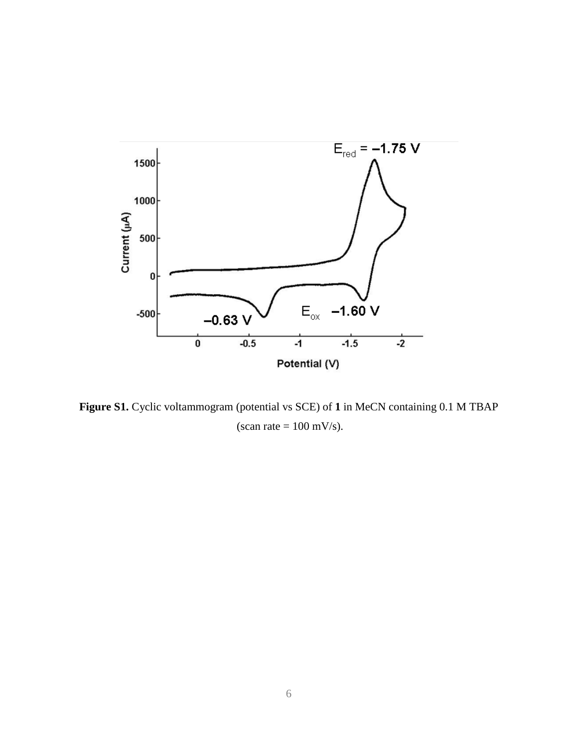**Figure S1.** Cyclic voltammogram (potential vs SCE) of **1** in MeCN containing 0.1 M TBAP (scan rate = 100 mV/s).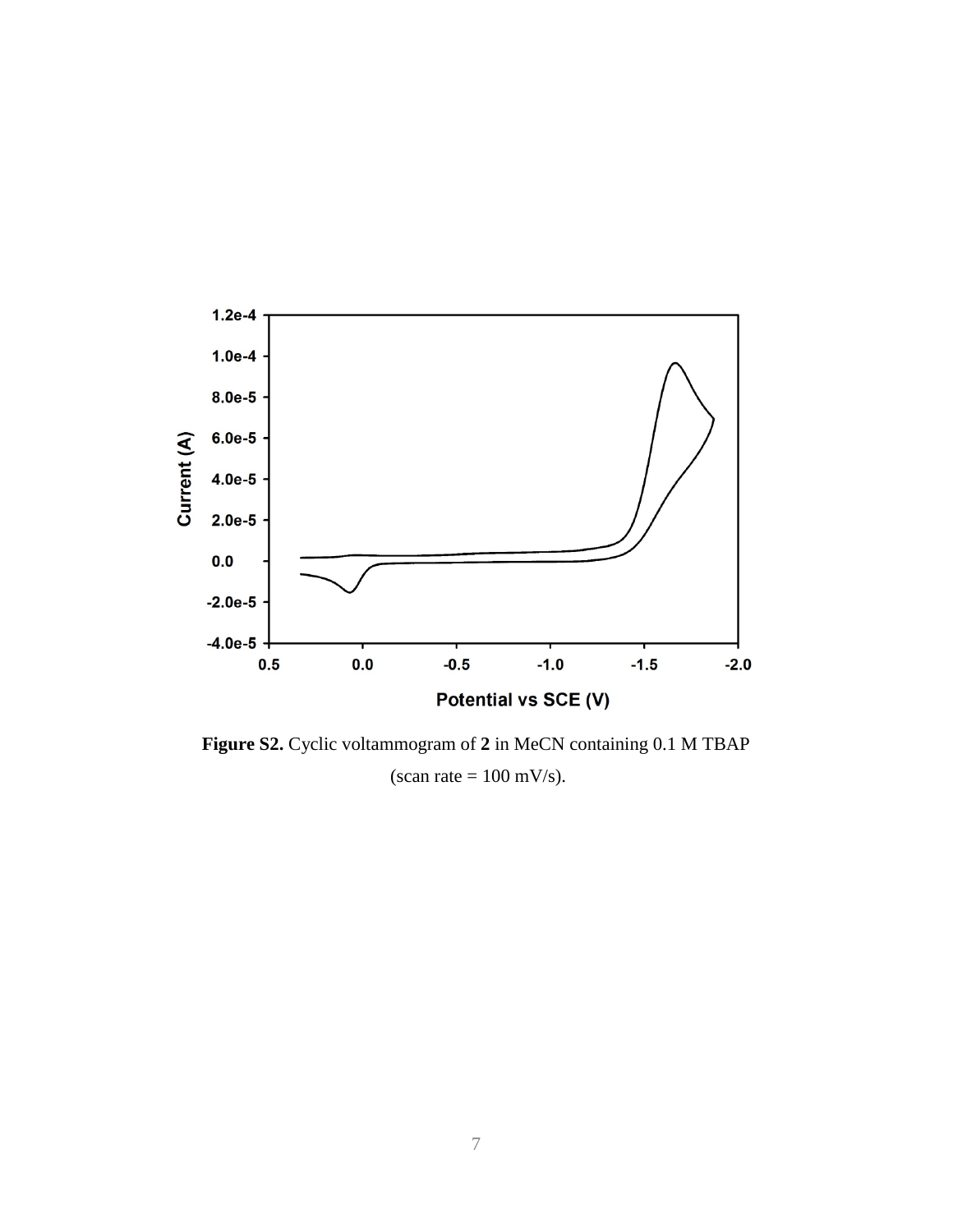**Figure S2.** Cyclic voltammogram of **2** in MeCN containing 0.1 M TBAP (scan rate = 100 mV/s).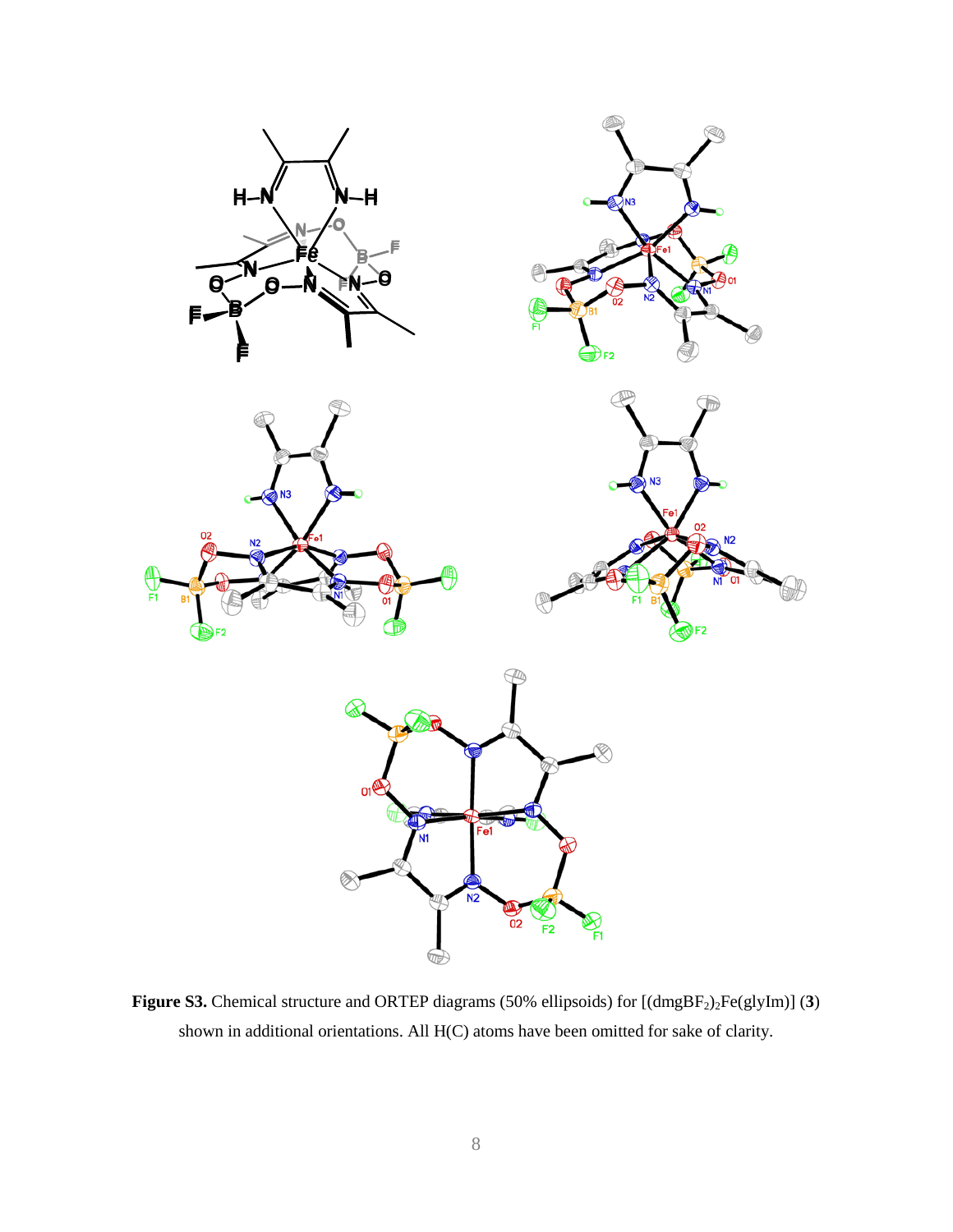**Figure S3.** Chemical structure and ORTEP diagrams (50% ellipsoids) for $[(dmgBF_2)_2Fe(glyIm)]$ (**3**) shown in additional orientations. All H(C) atoms have been omitted for sake of clarity.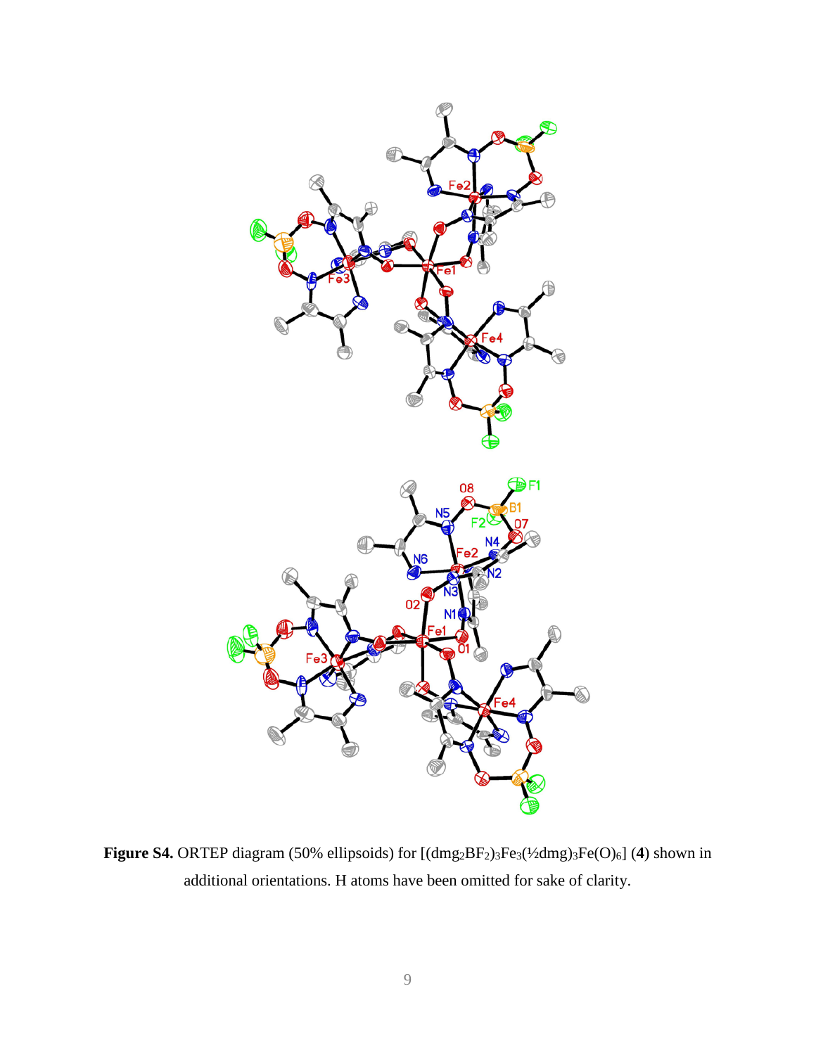**Figure S4.** ORTEP diagram (50% ellipsoids) for $[(dmg_2BF_2)_3Fe_3(\frac{1}{2}dmg)_3Fe(O)_6]$ (**4**) shown in additional orientations. H atoms have been omitted for sake of clarity.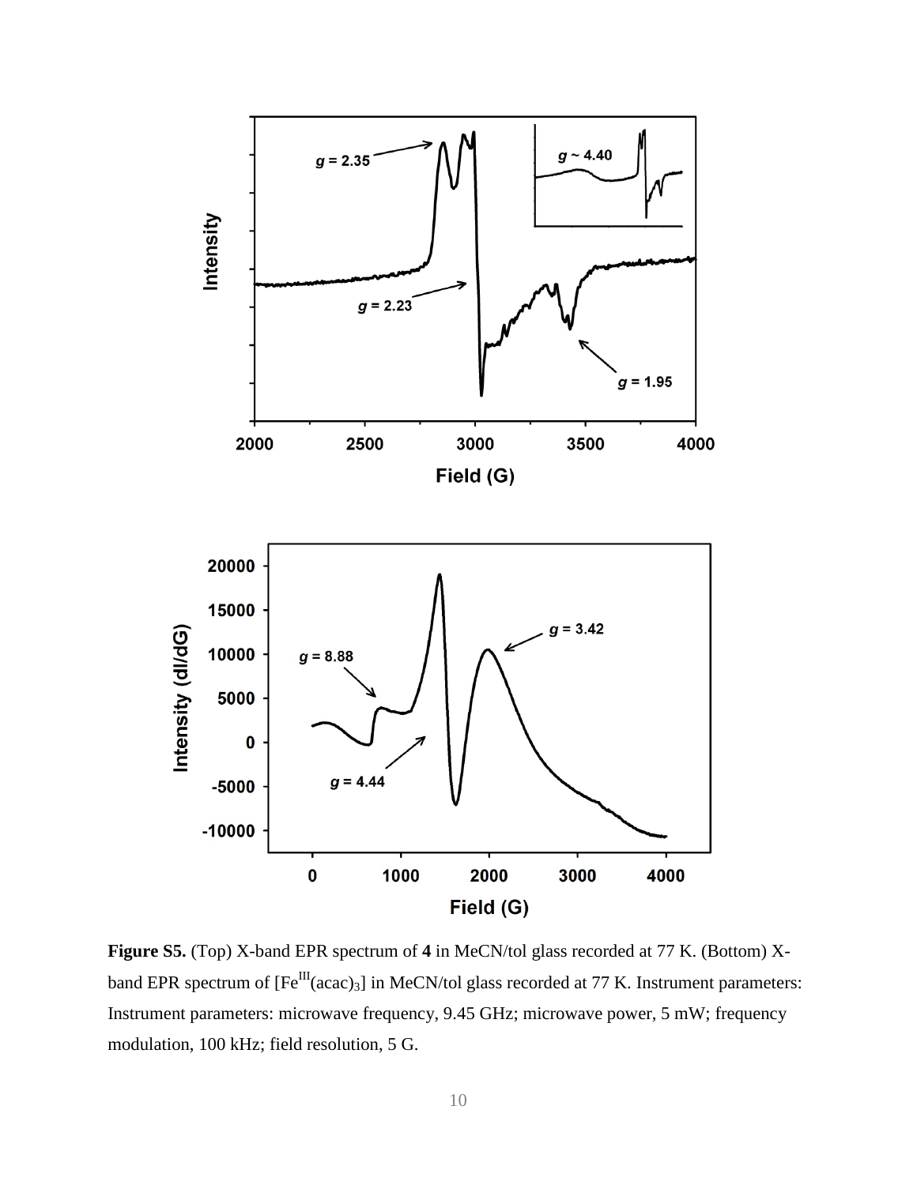**Figure S5.** (Top) X-band EPR spectrum of **4** in MeCN/tol glass recorded at 77 K. (Bottom) X-band EPR spectrum of $[Fe^{III}(acac)_3]$ in MeCN/tol glass recorded at 77 K. Instrument parameters: Instrument parameters: microwave frequency, 9.45 GHz; microwave power, 5 mW; frequency modulation, 100 kHz; field resolution, 5 G.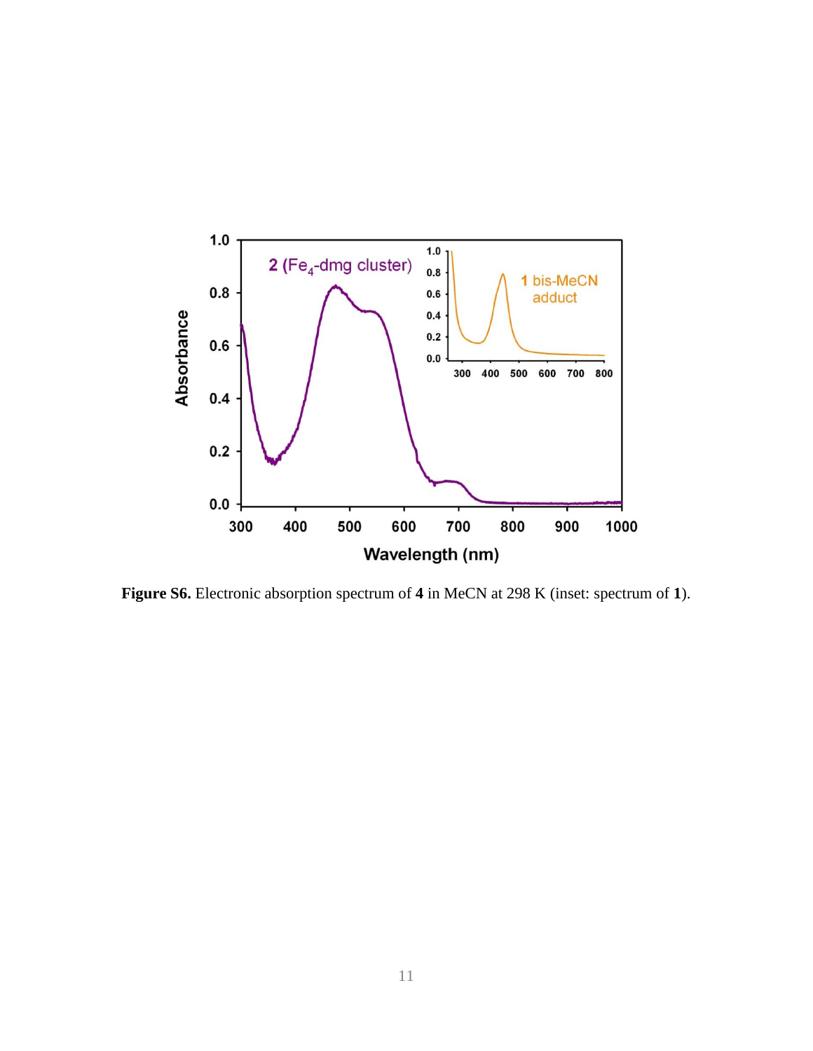**Figure S6.** Electronic absorption spectrum of **4** in MeCN at 298 K (inset: spectrum of **1**).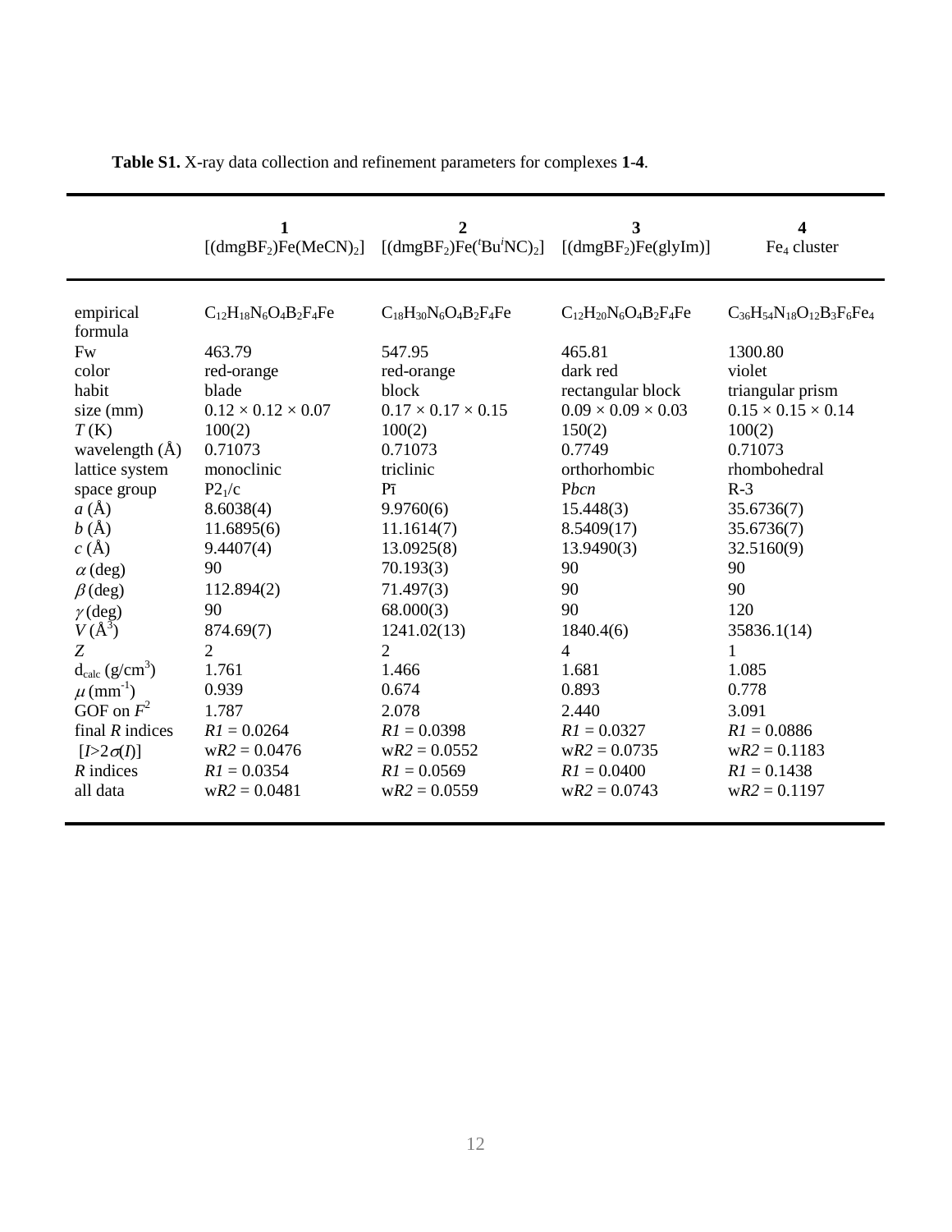**Table S1.** X-ray data collection and refinement parameters for complexes **1**-**4**.

| | **1** [(dmgBF$_2$)Fe(MeCN)$_2$] | **2** [(dmgBF$_2$)Fe($^t$Bu$^i$NC)$_2$] | **3** [(dmgBF$_2$)Fe(glyIm)] | **4** Fe$_4$ cluster |
|---|---|---|---|---|
| empirical formula | $C_{12}H_{18}N_6O_4B_2F_4Fe$ | $C_{18}H_{30}N_6O_4B_2F_4Fe$ | $C_{12}H_{20}N_6O_4B_2F_4Fe$ | $C_{36}H_{54}N_{18}O_{12}B_3F_6Fe_4$ |
| Fw | 463.79 | 547.95 | 465.81 | 1300.80 |
| color | red-orange | red-orange | dark red | violet |
| habit | blade | block | rectangular block | triangular prism |
| size (mm) | 0.12 × 0.12 × 0.07 | 0.17 × 0.17 × 0.15 | 0.09 × 0.09 × 0.03 | 0.15 × 0.15 × 0.14 |
| *T* (K) | 100(2) | 100(2) | 150(2) | 100(2) |
| wavelength (Å) | 0.71073 | 0.71073 | 0.7749 | 0.71073 |
| lattice system | monoclinic | triclinic | orthorhombic | rhombohedral |
| space group | P2$_1$/c | P$\bar{1}$ | P*bcn* | R-3 |
| *a* (Å) | 8.6038(4) | 9.9760(6) | 15.448(3) | 35.6736(7) |
| *b* (Å) | 11.6895(6) | 11.1614(7) | 8.5409(17) | 35.6736(7) |
| *c* (Å) | 9.4407(4) | 13.0925(8) | 13.9490(3) | 32.5160(9) |
| $\alpha$ (deg) | 90 | 70.193(3) | 90 | 90 |
| $\beta$ (deg) | 112.894(2) | 71.497(3) | 90 | 90 |
| $\gamma$ (deg) | 90 | 68.000(3) | 90 | 120 |
| $V$ (Å$^3$) | 874.69(7) | 1241.02(13) | 1840.4(6) | 35836.1(14) |
| $Z$ | 2 | 2 | 4 | 1 |
| $d_{calc}$ (g/cm$^3$) | 1.761 | 1.466 | 1.681 | 1.085 |
| $\mu$ (mm$^{-1}$) | 0.939 | 0.674 | 0.893 | 0.778 |
| GOF on $F^2$ | 1.787 | 2.078 | 2.440 | 3.091 |
| final *R* indices [$I>2\sigma(I)$] | $R1$ = 0.0264<br>w$R2$ = 0.0476 | $R1$ = 0.0398<br>w$R2$ = 0.0552 | $R1$ = 0.0327<br>w$R2$ = 0.0735 | $R1$ = 0.0886<br>w$R2$ = 0.1183 |
| *R* indices all data | $R1$ = 0.0354<br>w$R2$ = 0.0481 | $R1$ = 0.0569<br>w$R2$ = 0.0559 | $R1$ = 0.0400<br>w$R2$ = 0.0743 | $R1$ = 0.1438<br>w$R2$ = 0.1197 |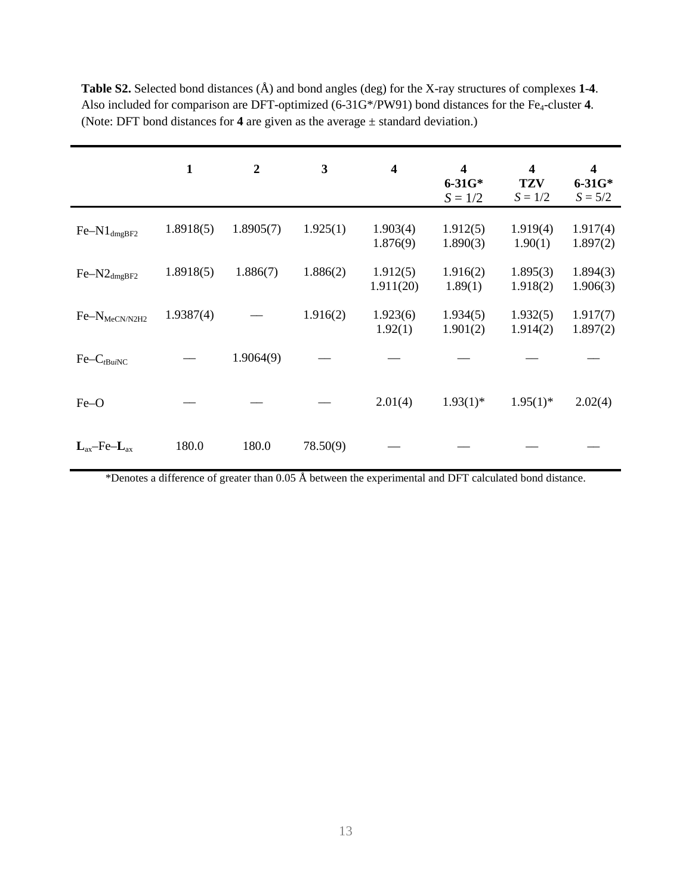**Table S2.** Selected bond distances (Å) and bond angles (deg) for the X-ray structures of complexes **1**-**4**. Also included for comparison are DFT-optimized (6-31G*/PW91) bond distances for the $Fe_4$-cluster **4**. (Note: DFT bond distances for **4** are given as the average ± standard deviation.)

| | **1** | **2** | **3** | **4** | **4** **6-31G*** $S = 1/2$ | **4** **TZV** $S = 1/2$ | **4** **6-31G*** $S = 5/2$ |
|---|---|---|---|---|---|---|---|
| Fe–$N1_{dmgBF2}$ | 1.8918(5) | 1.8905(7) | 1.925(1) | 1.903(4) 1.876(9) | 1.912(5) 1.890(3) | 1.919(4) 1.90(1) | 1.917(4) 1.897(2) |
| Fe–$N2_{dmgBF2}$ | 1.8918(5) | 1.886(7) | 1.886(2) | 1.912(5) 1.911(20) | 1.916(2) 1.89(1) | 1.895(3) 1.918(2) | 1.894(3) 1.906(3) |
| Fe–$N_{MeCN/N2H2}$ | 1.9387(4) | — | 1.916(2) | 1.923(6) 1.92(1) | 1.934(5) 1.901(2) | 1.932(5) 1.914(2) | 1.917(7) 1.897(2) |
| Fe–$C_{tBuiNC}$ | — | 1.9064(9) | — | — | — | — | — |
| Fe–O | — | — | — | 2.01(4) | 1.93(1)* | 1.95(1)* | 2.02(4) |
| $\mathbf{L}_{ax}$–Fe–$\mathbf{L}_{ax}$ | 180.0 | 180.0 | 78.50(9) | — | — | — | — |

*Denotes a difference of greater than 0.05 Å between the experimental and DFT calculated bond distance.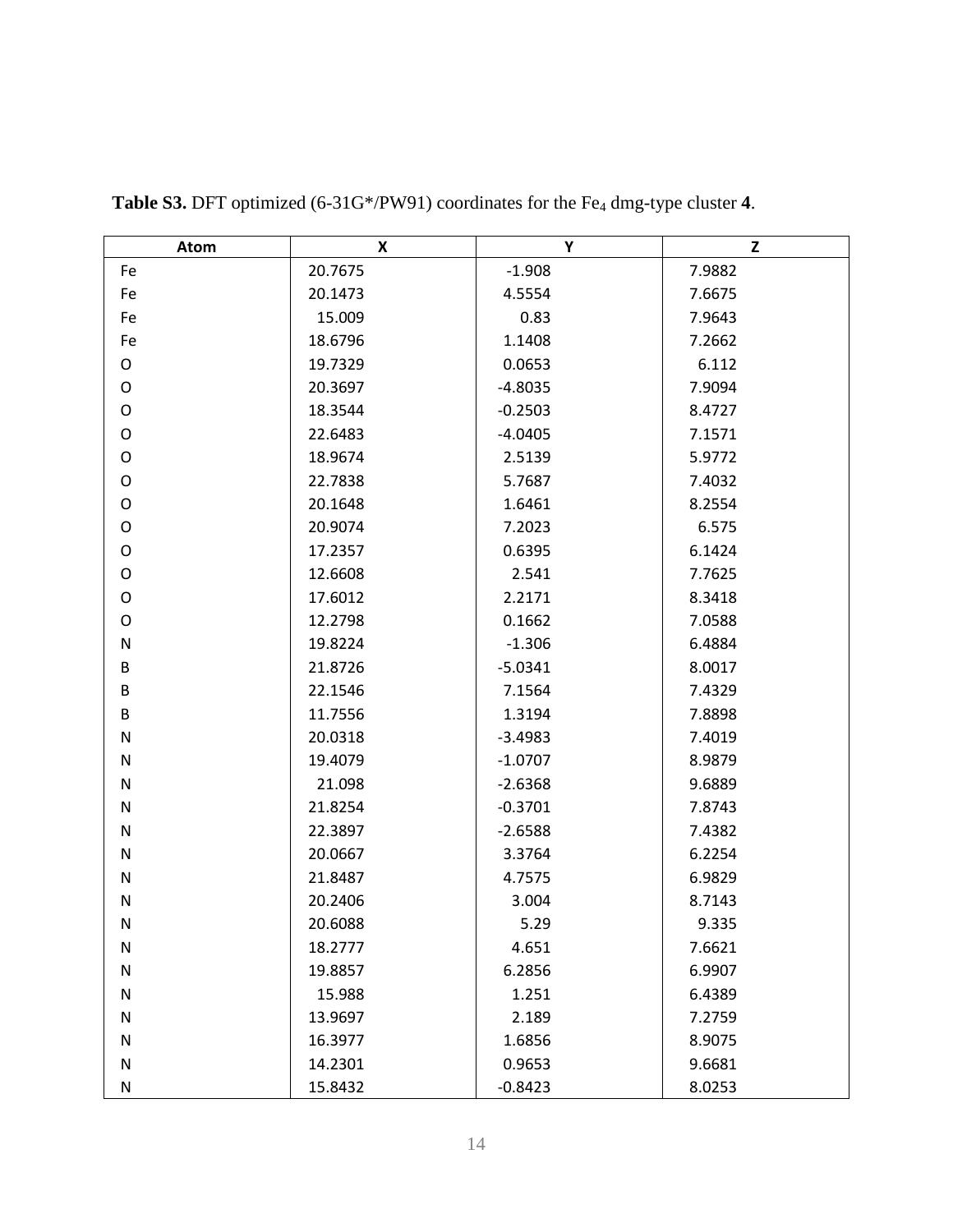**Table S3.** DFT optimized (6-31G*/PW91) coordinates for the $Fe_4$ dmg-type cluster **4**.

| Atom | X | Y | Z |
|---|---|---|---|
| Fe | 20.7675 | -1.908 | 7.9882 |
| Fe | 20.1473 | 4.5554 | 7.6675 |
| Fe | 15.009 | 0.83 | 7.9643 |
| Fe | 18.6796 | 1.1408 | 7.2662 |
| O | 19.7329 | 0.0653 | 6.112 |
| O | 20.3697 | -4.8035 | 7.9094 |
| O | 18.3544 | -0.2503 | 8.4727 |
| O | 22.6483 | -4.0405 | 7.1571 |
| O | 18.9674 | 2.5139 | 5.9772 |
| O | 22.7838 | 5.7687 | 7.4032 |
| O | 20.1648 | 1.6461 | 8.2554 |
| O | 20.9074 | 7.2023 | 6.575 |
| O | 17.2357 | 0.6395 | 6.1424 |
| O | 12.6608 | 2.541 | 7.7625 |
| O | 17.6012 | 2.2171 | 8.3418 |
| O | 12.2798 | 0.1662 | 7.0588 |
| N | 19.8224 | -1.306 | 6.4884 |
| B | 21.8726 | -5.0341 | 8.0017 |
| B | 22.1546 | 7.1564 | 7.4329 |
| B | 11.7556 | 1.3194 | 7.8898 |
| N | 20.0318 | -3.4983 | 7.4019 |
| N | 19.4079 | -1.0707 | 8.9879 |
| N | 21.098 | -2.6368 | 9.6889 |
| N | 21.8254 | -0.3701 | 7.8743 |
| N | 22.3897 | -2.6588 | 7.4382 |
| N | 20.0667 | 3.3764 | 6.2254 |
| N | 21.8487 | 4.7575 | 6.9829 |
| N | 20.2406 | 3.004 | 8.7143 |
| N | 20.6088 | 5.29 | 9.335 |
| N | 18.2777 | 4.651 | 7.6621 |
| N | 19.8857 | 6.2856 | 6.9907 |
| N | 15.988 | 1.251 | 6.4389 |
| N | 13.9697 | 2.189 | 7.2759 |
| N | 16.3977 | 1.6856 | 8.9075 |
| N | 14.2301 | 0.9653 | 9.6681 |
| N | 15.8432 | -0.8423 | 8.0253 |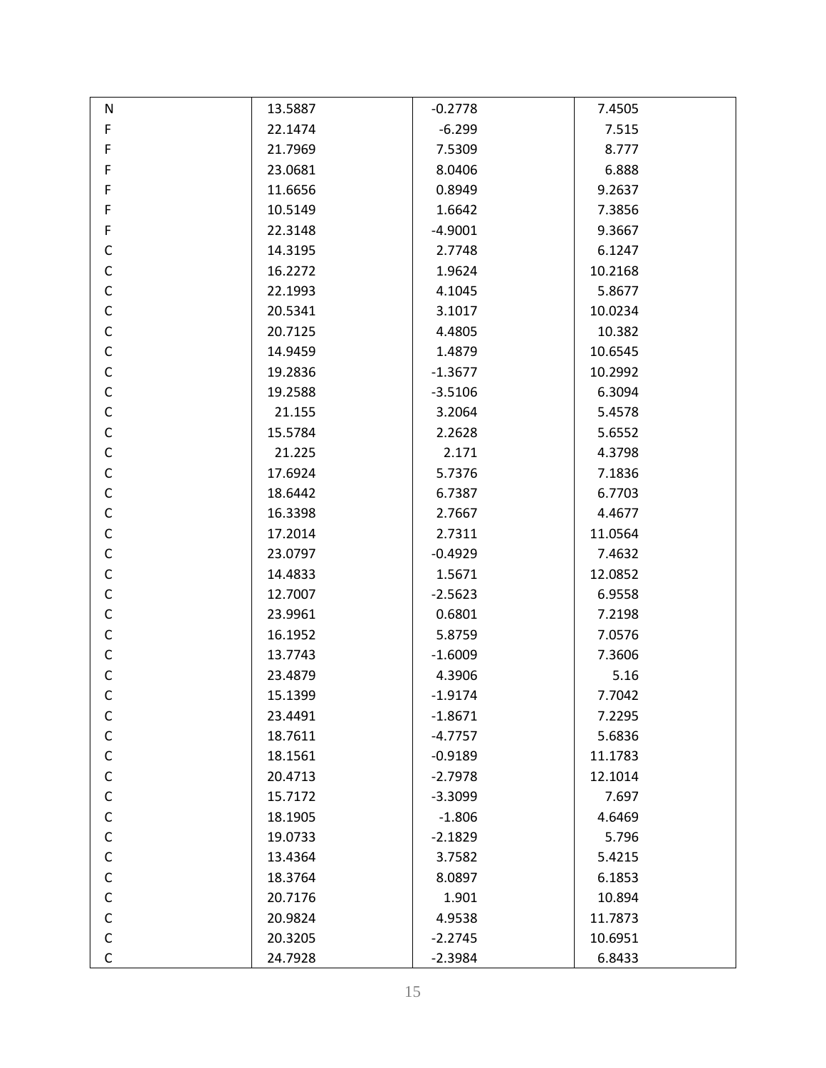| N | 13.5887 | -0.2778 | 7.4505 |
|---|---|---|---|
| F | 22.1474 | -6.299 | 7.515 |
| F | 21.7969 | 7.5309 | 8.777 |
| F | 23.0681 | 8.0406 | 6.888 |
| F | 11.6656 | 0.8949 | 9.2637 |
| F | 10.5149 | 1.6642 | 7.3856 |
| F | 22.3148 | -4.9001 | 9.3667 |
| C | 14.3195 | 2.7748 | 6.1247 |
| C | 16.2272 | 1.9624 | 10.2168 |
| C | 22.1993 | 4.1045 | 5.8677 |
| C | 20.5341 | 3.1017 | 10.0234 |
| C | 20.7125 | 4.4805 | 10.382 |
| C | 14.9459 | 1.4879 | 10.6545 |
| C | 19.2836 | -1.3677 | 10.2992 |
| C | 19.2588 | -3.5106 | 6.3094 |
| C | 21.155 | 3.2064 | 5.4578 |
| C | 15.5784 | 2.2628 | 5.6552 |
| C | 21.225 | 2.171 | 4.3798 |
| C | 17.6924 | 5.7376 | 7.1836 |
| C | 18.6442 | 6.7387 | 6.7703 |
| C | 16.3398 | 2.7667 | 4.4677 |
| C | 17.2014 | 2.7311 | 11.0564 |
| C | 23.0797 | -0.4929 | 7.4632 |
| C | 14.4833 | 1.5671 | 12.0852 |
| C | 12.7007 | -2.5623 | 6.9558 |
| C | 23.9961 | 0.6801 | 7.2198 |
| C | 16.1952 | 5.8759 | 7.0576 |
| C | 13.7743 | -1.6009 | 7.3606 |
| C | 23.4879 | 4.3906 | 5.16 |
| C | 15.1399 | -1.9174 | 7.7042 |
| C | 23.4491 | -1.8671 | 7.2295 |
| C | 18.7611 | -4.7757 | 5.6836 |
| C | 18.1561 | -0.9189 | 11.1783 |
| C | 20.4713 | -2.7978 | 12.1014 |
| C | 15.7172 | -3.3099 | 7.697 |
| C | 18.1905 | -1.806 | 4.6469 |
| C | 19.0733 | -2.1829 | 5.796 |
| C | 13.4364 | 3.7582 | 5.4215 |
| C | 18.3764 | 8.0897 | 6.1853 |
| C | 20.7176 | 1.901 | 10.894 |
| C | 20.9824 | 4.9538 | 11.7873 |
| C | 20.3205 | -2.2745 | 10.6951 |
| C | 24.7928 | -2.3984 | 6.8433 |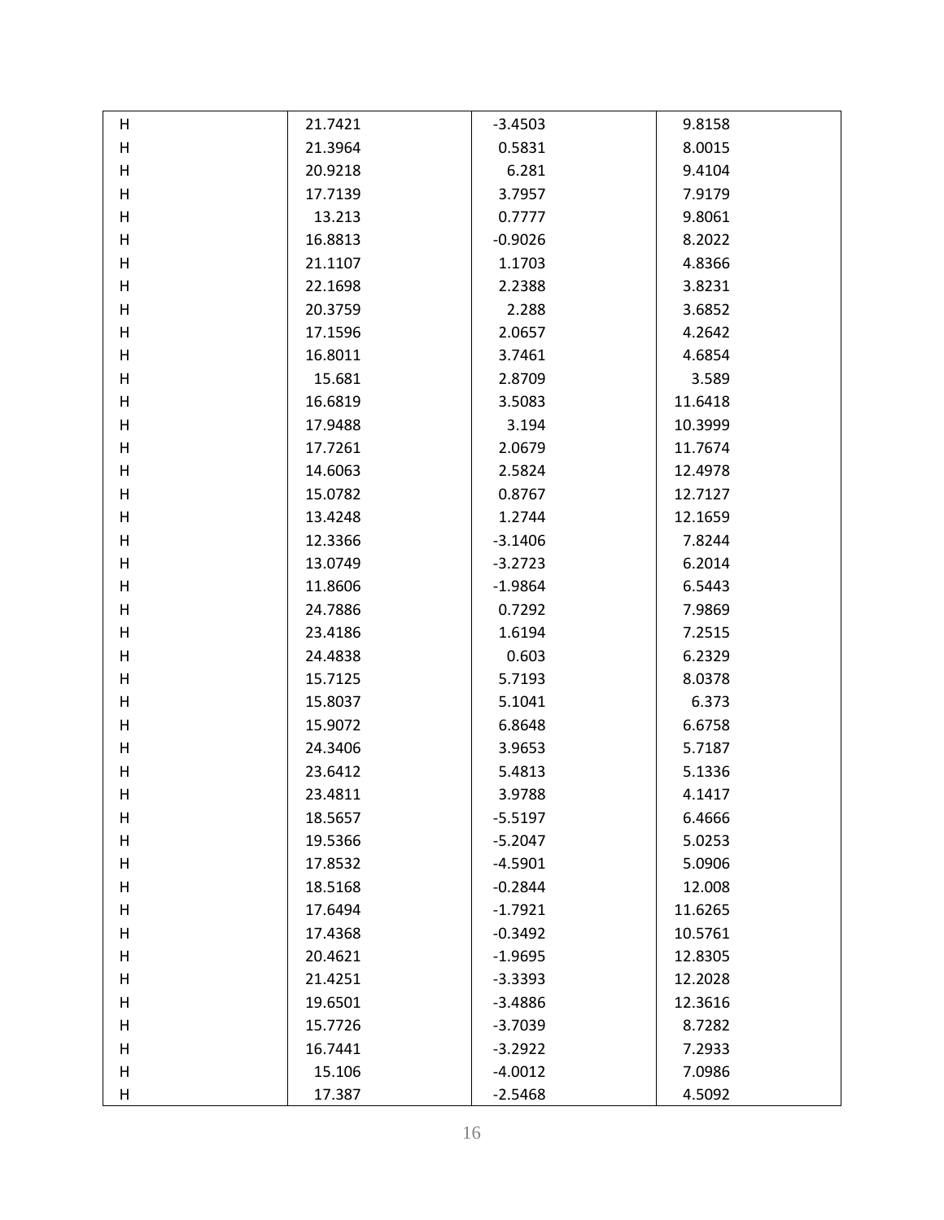| | | | |
|---|---|---|---|
| H | 21.7421 | -3.4503 | 9.8158 |
| H | 21.3964 | 0.5831 | 8.0015 |
| H | 20.9218 | 6.281 | 9.4104 |
| H | 17.7139 | 3.7957 | 7.9179 |
| H | 13.213 | 0.7777 | 9.8061 |
| H | 16.8813 | -0.9026 | 8.2022 |
| H | 21.1107 | 1.1703 | 4.8366 |
| H | 22.1698 | 2.2388 | 3.8231 |
| H | 20.3759 | 2.288 | 3.6852 |
| H | 17.1596 | 2.0657 | 4.2642 |
| H | 16.8011 | 3.7461 | 4.6854 |
| H | 15.681 | 2.8709 | 3.589 |
| H | 16.6819 | 3.5083 | 11.6418 |
| H | 17.9488 | 3.194 | 10.3999 |
| H | 17.7261 | 2.0679 | 11.7674 |
| H | 14.6063 | 2.5824 | 12.4978 |
| H | 15.0782 | 0.8767 | 12.7127 |
| H | 13.4248 | 1.2744 | 12.1659 |
| H | 12.3366 | -3.1406 | 7.8244 |
| H | 13.0749 | -3.2723 | 6.2014 |
| H | 11.8606 | -1.9864 | 6.5443 |
| H | 24.7886 | 0.7292 | 7.9869 |
| H | 23.4186 | 1.6194 | 7.2515 |
| H | 24.4838 | 0.603 | 6.2329 |
| H | 15.7125 | 5.7193 | 8.0378 |
| H | 15.8037 | 5.1041 | 6.373 |
| H | 15.9072 | 6.8648 | 6.6758 |
| H | 24.3406 | 3.9653 | 5.7187 |
| H | 23.6412 | 5.4813 | 5.1336 |
| H | 23.4811 | 3.9788 | 4.1417 |
| H | 18.5657 | -5.5197 | 6.4666 |
| H | 19.5366 | -5.2047 | 5.0253 |
| H | 17.8532 | -4.5901 | 5.0906 |
| H | 18.5168 | -0.2844 | 12.008 |
| H | 17.6494 | -1.7921 | 11.6265 |
| H | 17.4368 | -0.3492 | 10.5761 |
| H | 20.4621 | -1.9695 | 12.8305 |
| H | 21.4251 | -3.3393 | 12.2028 |
| H | 19.6501 | -3.4886 | 12.3616 |
| H | 15.7726 | -3.7039 | 8.7282 |
| H | 16.7441 | -3.2922 | 7.2933 |
| H | 15.106 | -4.0012 | 7.0986 |
| H | 17.387 | -2.5468 | 4.5092 |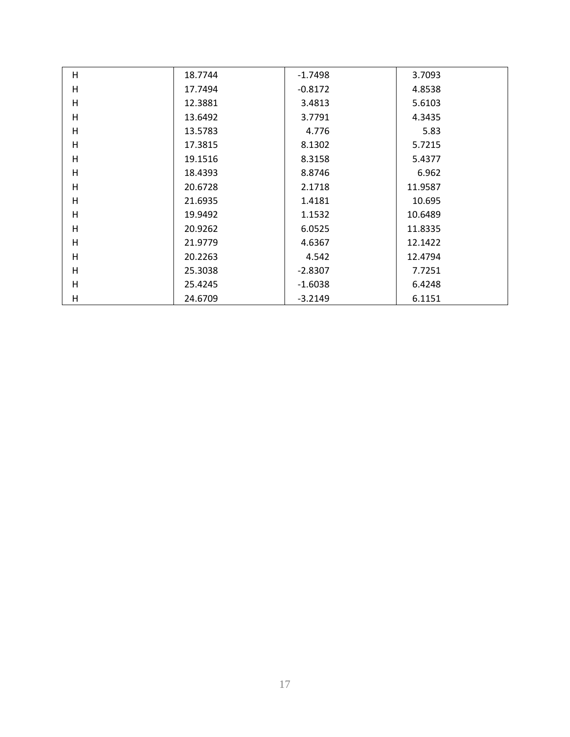| H | 18.7744 | -1.7498 | 3.7093 |
|---|---|---|---|
| H | 17.7494 | -0.8172 | 4.8538 |
| H | 12.3881 | 3.4813 | 5.6103 |
| H | 13.6492 | 3.7791 | 4.3435 |
| H | 13.5783 | 4.776 | 5.83 |
| H | 17.3815 | 8.1302 | 5.7215 |
| H | 19.1516 | 8.3158 | 5.4377 |
| H | 18.4393 | 8.8746 | 6.962 |
| H | 20.6728 | 2.1718 | 11.9587 |
| H | 21.6935 | 1.4181 | 10.695 |
| H | 19.9492 | 1.1532 | 10.6489 |
| H | 20.9262 | 6.0525 | 11.8335 |
| H | 21.9779 | 4.6367 | 12.1422 |
| H | 20.2263 | 4.542 | 12.4794 |
| H | 25.3038 | -2.8307 | 7.7251 |
| H | 25.4245 | -1.6038 | 6.4248 |
| H | 24.6709 | -3.2149 | 6.1151 |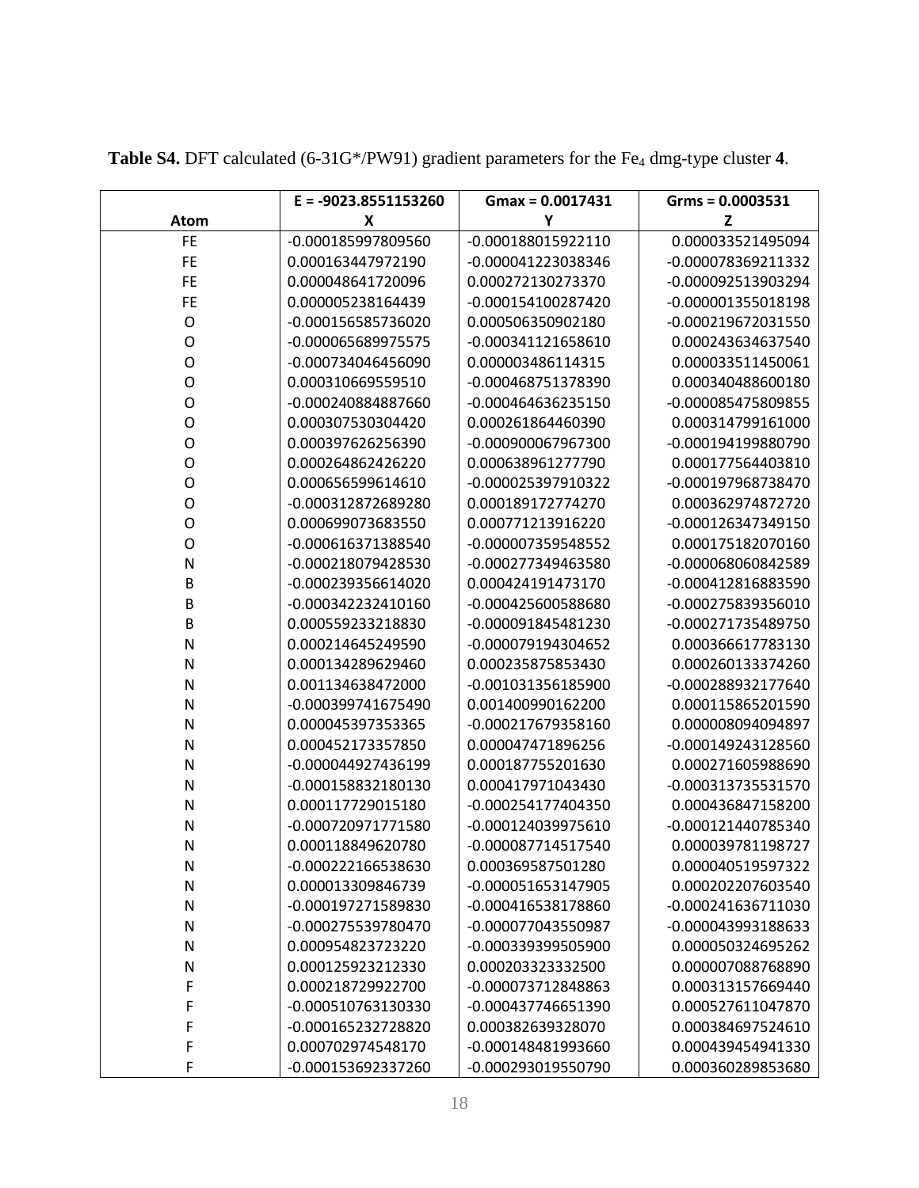**Table S4.** DFT calculated (6-31G*/PW91) gradient parameters for the $Fe_4$ dmg-type cluster **4**.

| Atom | E = -9023.8551153260<br>X | Gmax = 0.0017431<br>Y | Grms = 0.0003531<br>Z |
|---|---|---|---|
| FE | -0.000185997809560 | -0.000188015922110 | 0.000033521495094 |
| FE | 0.000163447972190 | -0.000041223038346 | -0.000078369211332 |
| FE | 0.000048641720096 | 0.000272130273370 | -0.000092513903294 |
| FE | 0.000005238164439 | -0.000154100287420 | -0.000001355018198 |
| O | -0.000156585736020 | 0.000506350902180 | -0.000219672031550 |
| O | -0.000065689975575 | -0.000341121658610 | 0.000243634637540 |
| O | -0.000734046456090 | 0.000003486114315 | 0.000033511450061 |
| O | 0.000310669559510 | -0.000468751378390 | 0.000340488600180 |
| O | -0.000240884887660 | -0.000464636235150 | -0.000085475809855 |
| O | 0.000307530304420 | 0.000261864460390 | 0.000314799161000 |
| O | 0.000397626256390 | -0.000900067967300 | -0.000194199880790 |
| O | 0.000264862426220 | 0.000638961277790 | 0.000177564403810 |
| O | 0.000656599614610 | -0.000025397910322 | -0.000197968738470 |
| O | -0.000312872689280 | 0.000189172774270 | 0.000362974872720 |
| O | 0.000699073683550 | 0.000771213916220 | -0.000126347349150 |
| O | -0.000616371388540 | -0.000007359548552 | 0.000175182070160 |
| N | -0.000218079428530 | -0.000277349463580 | -0.000068060842589 |
| B | -0.000239356614020 | 0.000424191473170 | -0.000412816883590 |
| B | -0.000342232410160 | -0.000425600588680 | -0.000275839356010 |
| B | 0.000559233218830 | -0.000091845481230 | -0.000271735489750 |
| N | 0.000214645249590 | -0.000079194304652 | 0.000366617783130 |
| N | 0.000134289629460 | 0.000235875853430 | 0.000260133374260 |
| N | 0.001134638472000 | -0.001031356185900 | -0.000288932177640 |
| N | -0.000399741675490 | 0.001400990162200 | 0.000115865201590 |
| N | 0.000045397353365 | -0.000217679358160 | 0.000008094094897 |
| N | 0.000452173357850 | 0.000047471896256 | -0.000149243128560 |
| N | -0.000044927436199 | 0.000187755201630 | 0.000271605988690 |
| N | -0.000158832180130 | 0.000417971043430 | -0.000313735531570 |
| N | 0.000117729015180 | -0.000254177404350 | 0.000436847158200 |
| N | -0.000720971771580 | -0.000124039975610 | -0.000121440785340 |
| N | 0.000118849620780 | -0.000087714517540 | 0.000039781198727 |
| N | -0.000222166538630 | 0.000369587501280 | 0.000040519597322 |
| N | 0.000013309846739 | -0.000051653147905 | 0.000202207603540 |
| N | -0.000197271589830 | -0.000416538178860 | -0.000241636711030 |
| N | -0.000275539780470 | -0.000077043550987 | -0.000043993188633 |
| N | 0.000954823723220 | -0.000339399505900 | 0.000050324695262 |
| N | 0.000125923212330 | 0.000203323332500 | 0.000007088768890 |
| F | 0.000218729922700 | -0.000073712848863 | 0.000313157669440 |
| F | -0.000510763130330 | -0.000437746651390 | 0.000527611047870 |
| F | -0.000165232728820 | 0.000382639328070 | 0.000384697524610 |
| F | 0.000702974548170 | -0.000148481993660 | 0.000439454941330 |
| F | -0.000153692337260 | -0.000293019550790 | 0.000360289853680 |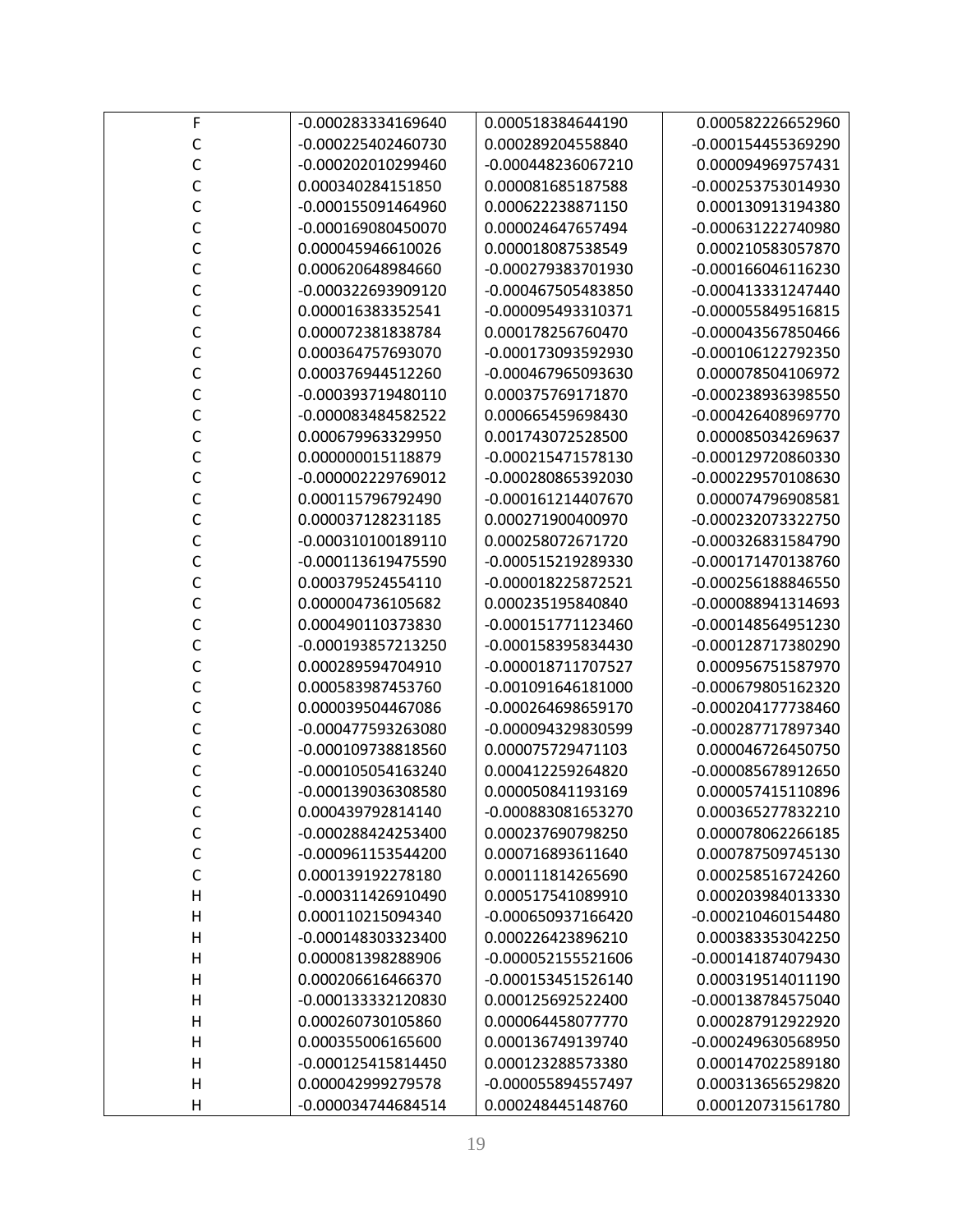| F | -0.000283334169640 | 0.000518384644190 | 0.000582226652960 |
|---|---|---|---|
| C | -0.000225402460730 | 0.000289204558840 | -0.000154455369290 |
| C | -0.000202010299460 | -0.000448236067210 | 0.000094969757431 |
| C | 0.000340284151850 | 0.000081685187588 | -0.000253753014930 |
| C | -0.000155091464960 | 0.000622238871150 | 0.000130913194380 |
| C | -0.000169080450070 | 0.000024647657494 | -0.000631222740980 |
| C | 0.000045946610026 | 0.000018087538549 | 0.000210583057870 |
| C | 0.000620648984660 | -0.000279383701930 | -0.000166046116230 |
| C | -0.000322693909120 | -0.000467505483850 | -0.000413331247440 |
| C | 0.000016383352541 | -0.000095493310371 | -0.000055849516815 |
| C | 0.000072381838784 | 0.000178256760470 | -0.000043567850466 |
| C | 0.000364757693070 | -0.000173093592930 | -0.000106122792350 |
| C | 0.000376944512260 | -0.000467965093630 | 0.000078504106972 |
| C | -0.000393719480110 | 0.000375769171870 | -0.000238936398550 |
| C | -0.000083484582522 | 0.000665459698430 | -0.000426408969770 |
| C | 0.000679963329950 | 0.001743072528500 | 0.000085034269637 |
| C | 0.000000015118879 | -0.000215471578130 | -0.000129720860330 |
| C | -0.000002229769012 | -0.000280865392030 | -0.000229570108630 |
| C | 0.000115796792490 | -0.000161214407670 | 0.000074796908581 |
| C | 0.000037128231185 | 0.000271900400970 | -0.000232073322750 |
| C | -0.000310100189110 | 0.000258072671720 | -0.000326831584790 |
| C | -0.000113619475590 | -0.000515219289330 | -0.000171470138760 |
| C | 0.000379524554110 | -0.000018225872521 | -0.000256188846550 |
| C | 0.000004736105682 | 0.000235195840840 | -0.000088941314693 |
| C | 0.000490110373830 | -0.000151771123460 | -0.000148564951230 |
| C | -0.000193857213250 | -0.000158395834430 | -0.000128717380290 |
| C | 0.000289594704910 | -0.000018711707527 | 0.000956751587970 |
| C | 0.000583987453760 | -0.001091646181000 | -0.000679805162320 |
| C | 0.000039504467086 | -0.000264698659170 | -0.000204177738460 |
| C | -0.000477593263080 | -0.000094329830599 | -0.000287717897340 |
| C | -0.000109738818560 | 0.000075729471103 | 0.000046726450750 |
| C | -0.000105054163240 | 0.000412259264820 | -0.000085678912650 |
| C | -0.000139036308580 | 0.000050841193169 | 0.000057415110896 |
| C | 0.000439792814140 | -0.000883081653270 | 0.000365277832210 |
| C | -0.000288424253400 | 0.000237690798250 | 0.000078062266185 |
| C | -0.000961153544200 | 0.000716893611640 | 0.000787509745130 |
| C | 0.000139192278180 | 0.000111814265690 | 0.000258516724260 |
| H | -0.000311426910490 | 0.000517541089910 | 0.000203984013330 |
| H | 0.000110215094340 | -0.000650937166420 | -0.000210460154480 |
| H | -0.000148303323400 | 0.000226423896210 | 0.000383353042250 |
| H | 0.000081398288906 | -0.000052155521606 | -0.000141874079430 |
| H | 0.000206616466370 | -0.000153451526140 | 0.000319514011190 |
| H | -0.000133332120830 | 0.000125692522400 | -0.000138784575040 |
| H | 0.000260730105860 | 0.000064458077770 | 0.000287912922920 |
| H | 0.000355006165600 | 0.000136749139740 | -0.000249630568950 |
| H | -0.000125415814450 | 0.000123288573380 | 0.000147022589180 |
| H | 0.000042999279578 | -0.000055894557497 | 0.000313656529820 |
| H | -0.000034744684514 | 0.000248445148760 | 0.000120731561780 |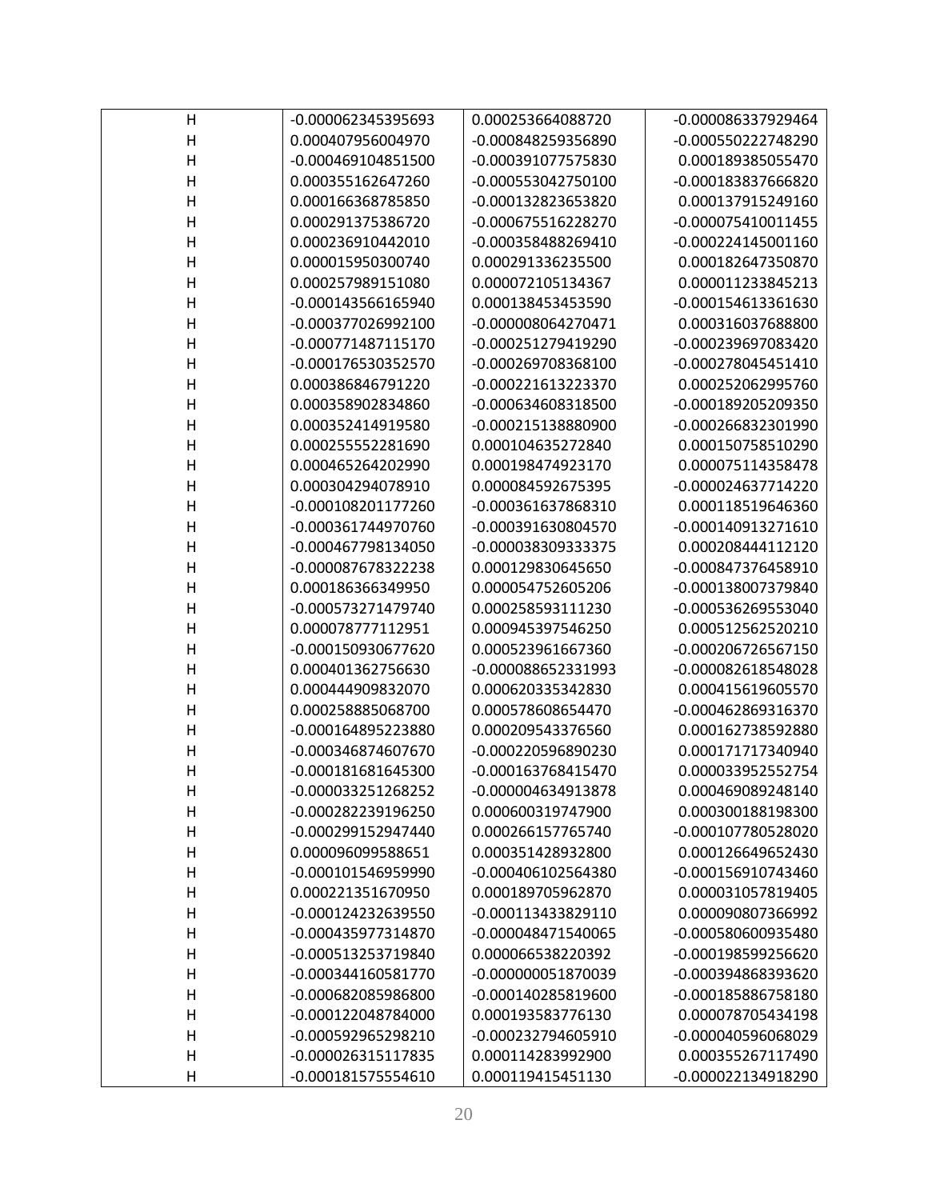| H | -0.000062345395693 | 0.000253664088720 | -0.000086337929464 |
|---|---|---|---|
| H | 0.000407956004970 | -0.000848259356890 | -0.000550222748290 |
| H | -0.000469104851500 | -0.000391077575830 | 0.000189385055470 |
| H | 0.000355162647260 | -0.000553042750100 | -0.000183837666820 |
| H | 0.000166368785850 | -0.000132823653820 | 0.000137915249160 |
| H | 0.000291375386720 | -0.000675516228270 | -0.000075410011455 |
| H | 0.000236910442010 | -0.000358488269410 | -0.000224145001160 |
| H | 0.000015950300740 | 0.000291336235500 | 0.000182647350870 |
| H | 0.000257989151080 | 0.000072105134367 | 0.000011233845213 |
| H | -0.000143566165940 | 0.000138453453590 | -0.000154613361630 |
| H | -0.000377026992100 | -0.000008064270471 | 0.000316037688800 |
| H | -0.000771487115170 | -0.000251279419290 | -0.000239697083420 |
| H | -0.000176530352570 | -0.000269708368100 | -0.000278045451410 |
| H | 0.000386846791220 | -0.000221613223370 | 0.000252062995760 |
| H | 0.000358902834860 | -0.000634608318500 | -0.000189205209350 |
| H | 0.000352414919580 | -0.000215138880900 | -0.000266832301990 |
| H | 0.000255552281690 | 0.000104635272840 | 0.000150758510290 |
| H | 0.000465264202990 | 0.000198474923170 | 0.000075114358478 |
| H | 0.000304294078910 | 0.000084592675395 | -0.000024637714220 |
| H | -0.000108201177260 | -0.000361637868310 | 0.000118519646360 |
| H | -0.000361744970760 | -0.000391630804570 | -0.000140913271610 |
| H | -0.000467798134050 | -0.000038309333375 | 0.000208444112120 |
| H | -0.000087678322238 | 0.000129830645650 | -0.000847376458910 |
| H | 0.000186366349950 | 0.000054752605206 | -0.000138007379840 |
| H | -0.000573271479740 | 0.000258593111230 | -0.000536269553040 |
| H | 0.000078777112951 | 0.000945397546250 | 0.000512562520210 |
| H | -0.000150930677620 | 0.000523961667360 | -0.000206726567150 |
| H | 0.000401362756630 | -0.000088652331993 | -0.000082618548028 |
| H | 0.000444909832070 | 0.000620335342830 | 0.000415619605570 |
| H | 0.000258885068700 | 0.000578608654470 | -0.000462869316370 |
| H | -0.000164895223880 | 0.000209543376560 | 0.000162738592880 |
| H | -0.000346874607670 | -0.000220596890230 | 0.000171717340940 |
| H | -0.000181681645300 | -0.000163768415470 | 0.000033952552754 |
| H | -0.000033251268252 | -0.000004634913878 | 0.000469089248140 |
| H | -0.000282239196250 | 0.000600319747900 | 0.000300188198300 |
| H | -0.000299152947440 | 0.000266157765740 | -0.000107780528020 |
| H | 0.000096099588651 | 0.000351428932800 | 0.000126649652430 |
| H | -0.000101546959990 | -0.000406102564380 | -0.000156910743460 |
| H | 0.000221351670950 | 0.000189705962870 | 0.000031057819405 |
| H | -0.000124232639550 | -0.000113433829110 | 0.000090807366992 |
| H | -0.000435977314870 | -0.000048471540065 | -0.000580600935480 |
| H | -0.000513253719840 | 0.000066538220392 | -0.000198599256620 |
| H | -0.000344160581770 | -0.000000051870039 | -0.000394868393620 |
| H | -0.000682085986800 | -0.000140285819600 | -0.000185886758180 |
| H | -0.000122048784000 | 0.000193583776130 | 0.000078705434198 |
| H | -0.000592965298210 | -0.000232794605910 | -0.000040596068029 |
| H | -0.000026315117835 | 0.000114283992900 | 0.000355267117490 |
| H | -0.000181575554610 | 0.000119415451130 | -0.000022134918290 |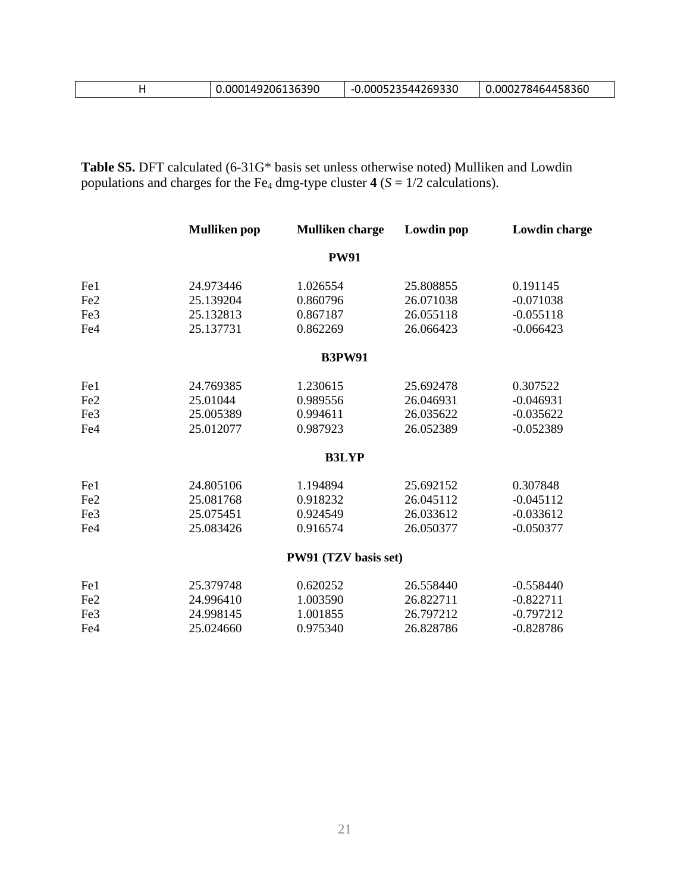| H | 0.000149206136390 | -0.000523544269330 | 0.000278464458360 |
|---|---|---|---|

**Table S5.** DFT calculated (6-31G* basis set unless otherwise noted) Mulliken and Lowdin populations and charges for the $Fe_4$ dmg-type cluster **4** ($S = 1/2$ calculations).

| | **Mulliken pop** | **Mulliken charge** | **Lowdin pop** | **Lowdin charge** |
|---|---|---|---|---|
| | | **PW91** | | |
| Fe1 | 24.973446 | 1.026554 | 25.808855 | 0.191145 |
| Fe2 | 25.139204 | 0.860796 | 26.071038 | -0.071038 |
| Fe3 | 25.132813 | 0.867187 | 26.055118 | -0.055118 |
| Fe4 | 25.137731 | 0.862269 | 26.066423 | -0.066423 |
| | | **B3PW91** | | |
| Fe1 | 24.769385 | 1.230615 | 25.692478 | 0.307522 |
| Fe2 | 25.01044 | 0.989556 | 26.046931 | -0.046931 |
| Fe3 | 25.005389 | 0.994611 | 26.035622 | -0.035622 |
| Fe4 | 25.012077 | 0.987923 | 26.052389 | -0.052389 |
| | | **B3LYP** | | |
| Fe1 | 24.805106 | 1.194894 | 25.692152 | 0.307848 |
| Fe2 | 25.081768 | 0.918232 | 26.045112 | -0.045112 |
| Fe3 | 25.075451 | 0.924549 | 26.033612 | -0.033612 |
| Fe4 | 25.083426 | 0.916574 | 26.050377 | -0.050377 |
| | | **PW91 (TZV basis set)** | | |
| Fe1 | 25.379748 | 0.620252 | 26.558440 | -0.558440 |
| Fe2 | 24.996410 | 1.003590 | 26.822711 | -0.822711 |
| Fe3 | 24.998145 | 1.001855 | 26.797212 | -0.797212 |
| Fe4 | 25.024660 | 0.975340 | 26.828786 | -0.828786 |